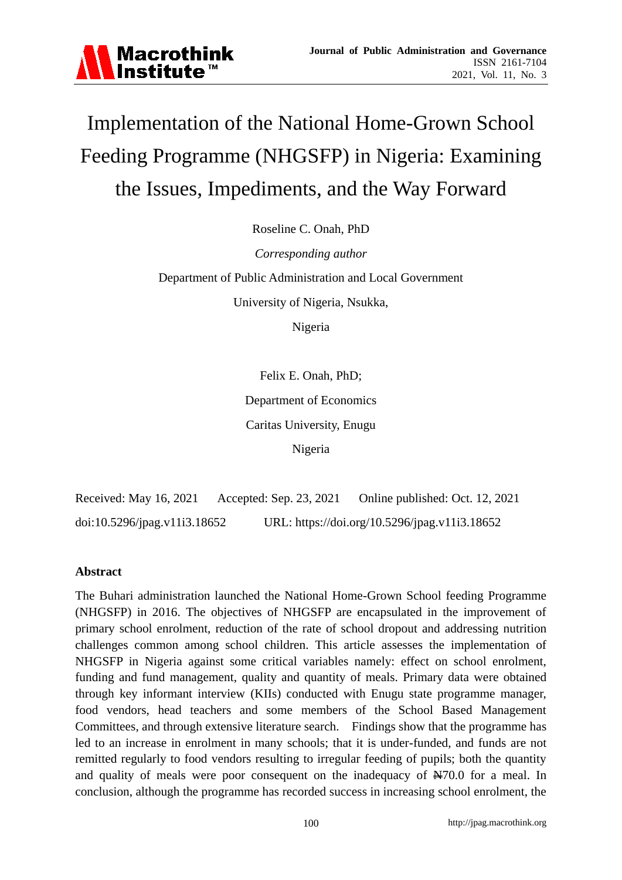# Implementation of the National Home-Grown School Feeding Programme (NHGSFP) in Nigeria: Examining the Issues, Impediments, and the Way Forward

Roseline C. Onah, PhD

*Corresponding author*

Department of Public Administration and Local Government

University of Nigeria, Nsukka,

Nigeria

Felix E. Onah, PhD;

Department of Economics

Caritas University, Enugu

Nigeria

Received: May 16, 2021   Accepted: Sep. 23, 2021   Online published: Oct. 12, 2021

doi:10.5296/jpag.v11i3.18652   URL: https://doi.org/10.5296/jpag.v11i3.18652

## Abstract

The Buhari administration launched the National Home-Grown School feeding Programme (NHGSFP) in 2016. The objectives of NHGSFP are encapsulated in the improvement of primary school enrolment, reduction of the rate of school dropout and addressing nutrition challenges common among school children. This article assesses the implementation of NHGSFP in Nigeria against some critical variables namely: effect on school enrolment, funding and fund management, quality and quantity of meals. Primary data were obtained through key informant interview (KIIs) conducted with Enugu state programme manager, food vendors, head teachers and some members of the School Based Management Committees, and through extensive literature search. Findings show that the programme has led to an increase in enrolment in many schools; that it is under-funded, and funds are not remitted regularly to food vendors resulting to irregular feeding of pupils; both the quantity and quality of meals were poor consequent on the inadequacy of ₦70.0 for a meal. In conclusion, although the programme has recorded success in increasing school enrolment, the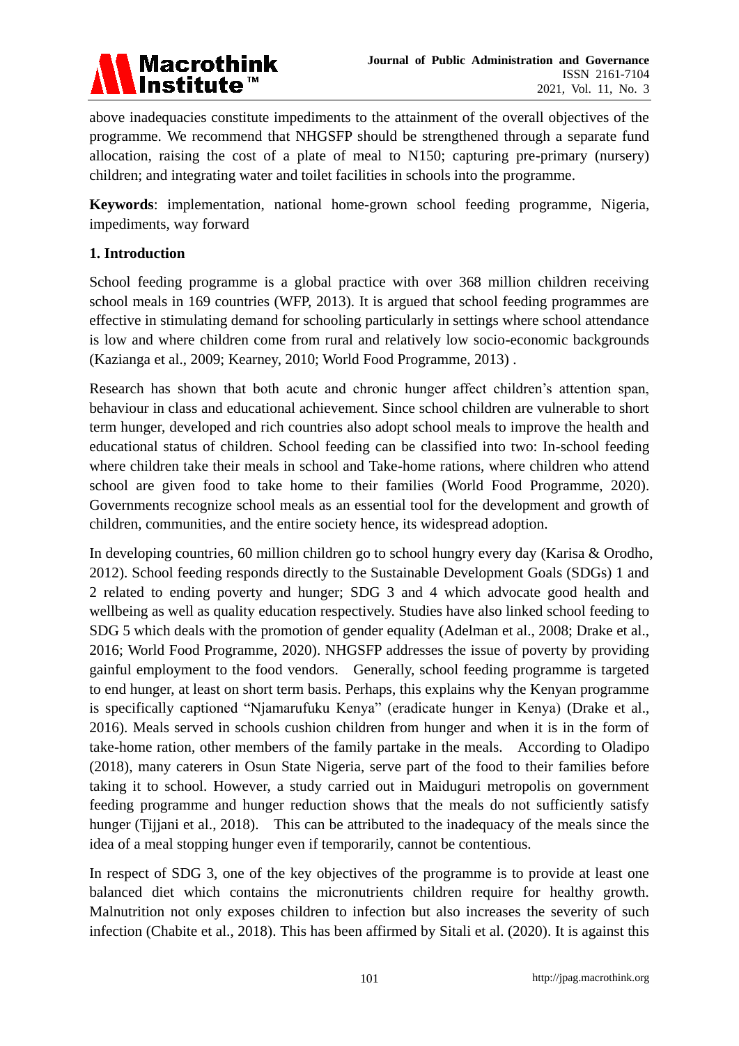above inadequacies constitute impediments to the attainment of the overall objectives of the programme. We recommend that NHGSFP should be strengthened through a separate fund allocation, raising the cost of a plate of meal to N150; capturing pre-primary (nursery) children; and integrating water and toilet facilities in schools into the programme.

**Keywords**: implementation, national home-grown school feeding programme, Nigeria, impediments, way forward

## 1. Introduction

School feeding programme is a global practice with over 368 million children receiving school meals in 169 countries (WFP, 2013). It is argued that school feeding programmes are effective in stimulating demand for schooling particularly in settings where school attendance is low and where children come from rural and relatively low socio-economic backgrounds (Kazianga et al., 2009; Kearney, 2010; World Food Programme, 2013) .

Research has shown that both acute and chronic hunger affect children's attention span, behaviour in class and educational achievement. Since school children are vulnerable to short term hunger, developed and rich countries also adopt school meals to improve the health and educational status of children. School feeding can be classified into two: In-school feeding where children take their meals in school and Take-home rations, where children who attend school are given food to take home to their families (World Food Programme, 2020). Governments recognize school meals as an essential tool for the development and growth of children, communities, and the entire society hence, its widespread adoption.

In developing countries, 60 million children go to school hungry every day (Karisa & Orodho, 2012). School feeding responds directly to the Sustainable Development Goals (SDGs) 1 and 2 related to ending poverty and hunger; SDG 3 and 4 which advocate good health and wellbeing as well as quality education respectively. Studies have also linked school feeding to SDG 5 which deals with the promotion of gender equality (Adelman et al., 2008; Drake et al., 2016; World Food Programme, 2020). NHGSFP addresses the issue of poverty by providing gainful employment to the food vendors. Generally, school feeding programme is targeted to end hunger, at least on short term basis. Perhaps, this explains why the Kenyan programme is specifically captioned "Njamarufuku Kenya" (eradicate hunger in Kenya) (Drake et al., 2016). Meals served in schools cushion children from hunger and when it is in the form of take-home ration, other members of the family partake in the meals. According to Oladipo (2018), many caterers in Osun State Nigeria, serve part of the food to their families before taking it to school. However, a study carried out in Maiduguri metropolis on government feeding programme and hunger reduction shows that the meals do not sufficiently satisfy hunger (Tijjani et al., 2018). This can be attributed to the inadequacy of the meals since the idea of a meal stopping hunger even if temporarily, cannot be contentious.

In respect of SDG 3, one of the key objectives of the programme is to provide at least one balanced diet which contains the micronutrients children require for healthy growth. Malnutrition not only exposes children to infection but also increases the severity of such infection (Chabite et al., 2018). This has been affirmed by Sitali et al. (2020). It is against this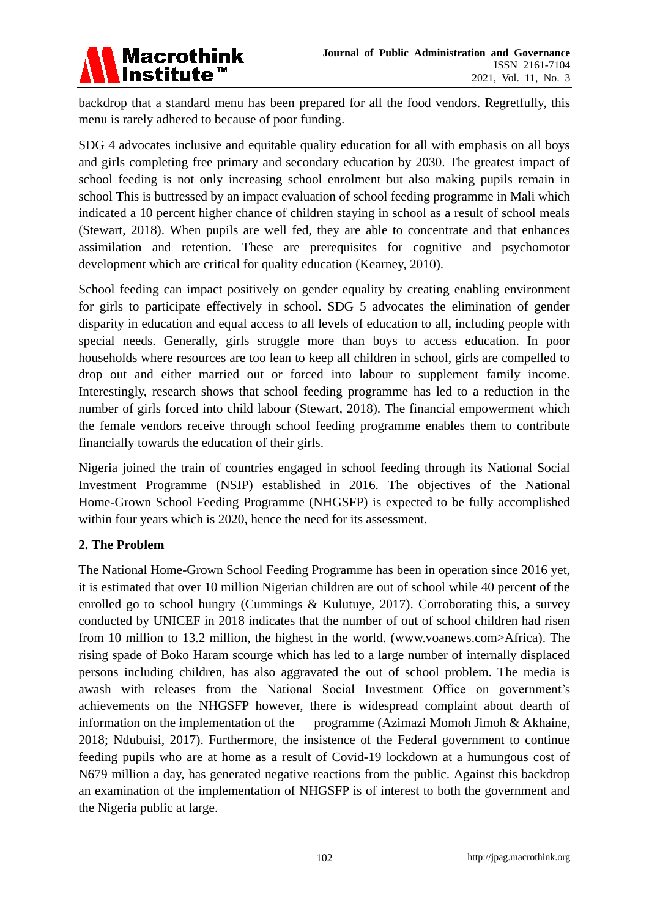backdrop that a standard menu has been prepared for all the food vendors. Regretfully, this menu is rarely adhered to because of poor funding.

SDG 4 advocates inclusive and equitable quality education for all with emphasis on all boys and girls completing free primary and secondary education by 2030. The greatest impact of school feeding is not only increasing school enrolment but also making pupils remain in school This is buttressed by an impact evaluation of school feeding programme in Mali which indicated a 10 percent higher chance of children staying in school as a result of school meals (Stewart, 2018). When pupils are well fed, they are able to concentrate and that enhances assimilation and retention. These are prerequisites for cognitive and psychomotor development which are critical for quality education (Kearney, 2010).

School feeding can impact positively on gender equality by creating enabling environment for girls to participate effectively in school. SDG 5 advocates the elimination of gender disparity in education and equal access to all levels of education to all, including people with special needs. Generally, girls struggle more than boys to access education. In poor households where resources are too lean to keep all children in school, girls are compelled to drop out and either married out or forced into labour to supplement family income. Interestingly, research shows that school feeding programme has led to a reduction in the number of girls forced into child labour (Stewart, 2018). The financial empowerment which the female vendors receive through school feeding programme enables them to contribute financially towards the education of their girls.

Nigeria joined the train of countries engaged in school feeding through its National Social Investment Programme (NSIP) established in 2016. The objectives of the National Home-Grown School Feeding Programme (NHGSFP) is expected to be fully accomplished within four years which is 2020, hence the need for its assessment.

## 2. The Problem

The National Home-Grown School Feeding Programme has been in operation since 2016 yet, it is estimated that over 10 million Nigerian children are out of school while 40 percent of the enrolled go to school hungry (Cummings & Kulutuye, 2017). Corroborating this, a survey conducted by UNICEF in 2018 indicates that the number of out of school children had risen from 10 million to 13.2 million, the highest in the world. (www.voanews.com>Africa). The rising spade of Boko Haram scourge which has led to a large number of internally displaced persons including children, has also aggravated the out of school problem. The media is awash with releases from the National Social Investment Office on government's achievements on the NHGSFP however, there is widespread complaint about dearth of information on the implementation of the programme (Azimazi Momoh Jimoh & Akhaine, 2018; Ndubuisi, 2017). Furthermore, the insistence of the Federal government to continue feeding pupils who are at home as a result of Covid-19 lockdown at a humungous cost of N679 million a day, has generated negative reactions from the public. Against this backdrop an examination of the implementation of NHGSFP is of interest to both the government and the Nigeria public at large.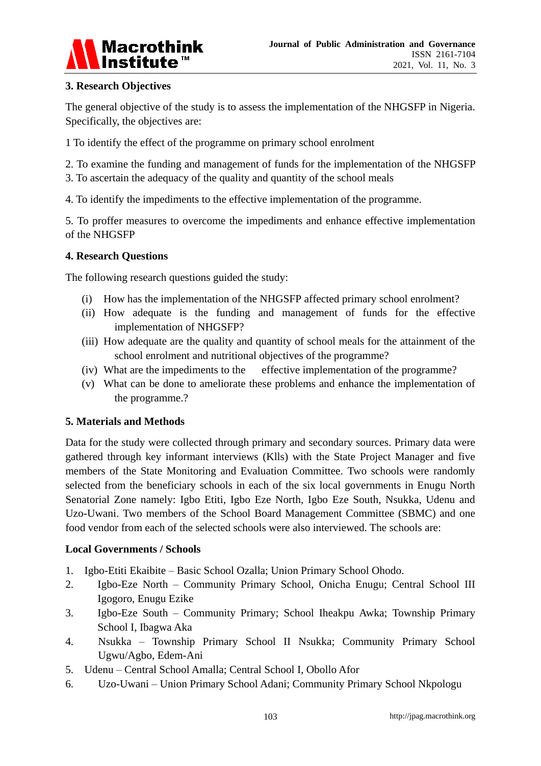## 3. Research Objectives

The general objective of the study is to assess the implementation of the NHGSFP in Nigeria. Specifically, the objectives are:

1 To identify the effect of the programme on primary school enrolment

2. To examine the funding and management of funds for the implementation of the NHGSFP
3. To ascertain the adequacy of the quality and quantity of the school meals

4. To identify the impediments to the effective implementation of the programme.

5. To proffer measures to overcome the impediments and enhance effective implementation of the NHGSFP

## 4. Research Questions

The following research questions guided the study:

(i) How has the implementation of the NHGSFP affected primary school enrolment?
(ii) How adequate is the funding and management of funds for the effective implementation of NHGSFP?
(iii) How adequate are the quality and quantity of school meals for the attainment of the school enrolment and nutritional objectives of the programme?
(iv) What are the impediments to the effective implementation of the programme?
(v) What can be done to ameliorate these problems and enhance the implementation of the programme.?

## 5. Materials and Methods

Data for the study were collected through primary and secondary sources. Primary data were gathered through key informant interviews (Klls) with the State Project Manager and five members of the State Monitoring and Evaluation Committee. Two schools were randomly selected from the beneficiary schools in each of the six local governments in Enugu North Senatorial Zone namely: Igbo Etiti, Igbo Eze North, Igbo Eze South, Nsukka, Udenu and Uzo-Uwani. Two members of the School Board Management Committee (SBMC) and one food vendor from each of the selected schools were also interviewed. The schools are:

**Local Governments / Schools**

1. Igbo-Etiti Ekaibite – Basic School Ozalla; Union Primary School Ohodo.
2. Igbo-Eze North – Community Primary School, Onicha Enugu; Central School III Igogoro, Enugu Ezike
3. Igbo-Eze South – Community Primary; School Iheakpu Awka; Township Primary School I, Ibagwa Aka
4. Nsukka – Township Primary School II Nsukka; Community Primary School Ugwu/Agbo, Edem-Ani
5. Udenu – Central School Amalla; Central School I, Obollo Afor
6. Uzo-Uwani – Union Primary School Adani; Community Primary School Nkpologu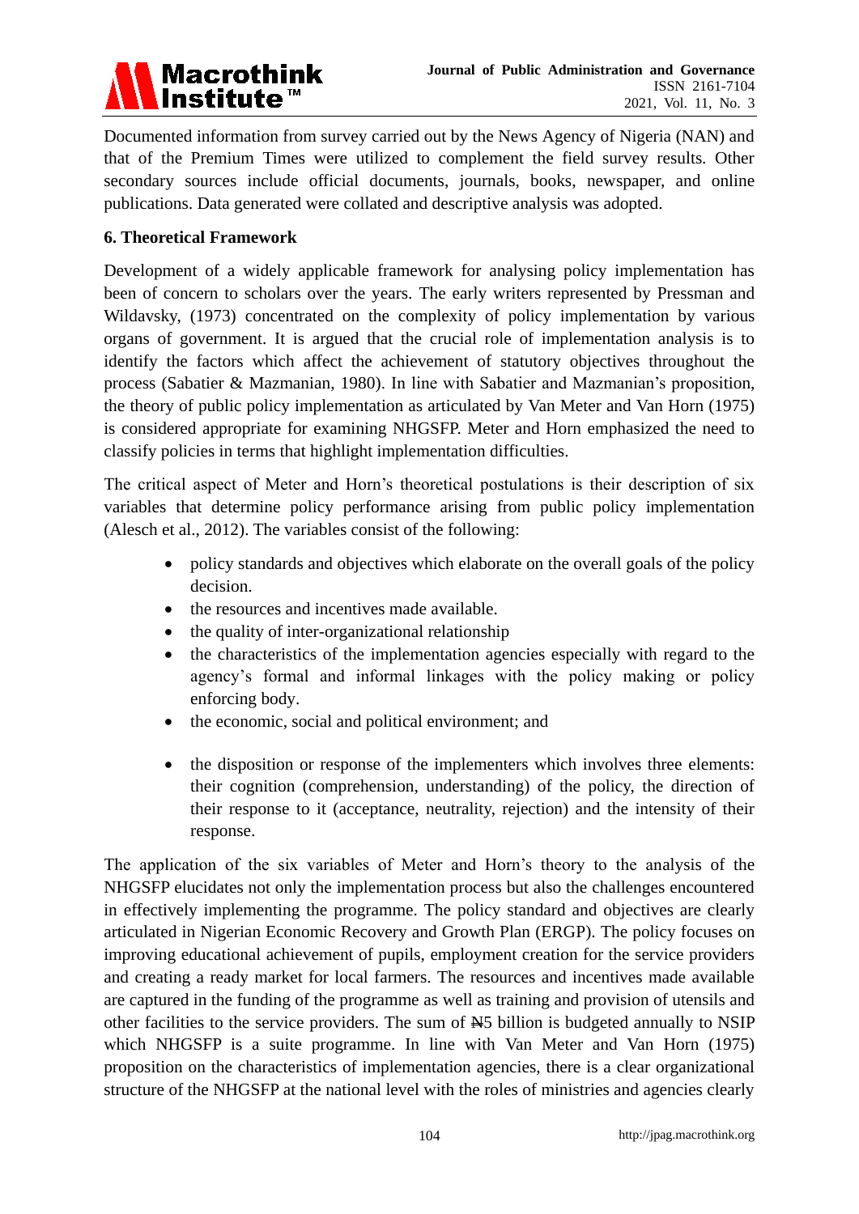Documented information from survey carried out by the News Agency of Nigeria (NAN) and that of the Premium Times were utilized to complement the field survey results. Other secondary sources include official documents, journals, books, newspaper, and online publications. Data generated were collated and descriptive analysis was adopted.

## 6. Theoretical Framework

Development of a widely applicable framework for analysing policy implementation has been of concern to scholars over the years. The early writers represented by Pressman and Wildavsky, (1973) concentrated on the complexity of policy implementation by various organs of government. It is argued that the crucial role of implementation analysis is to identify the factors which affect the achievement of statutory objectives throughout the process (Sabatier & Mazmanian, 1980). In line with Sabatier and Mazmanian's proposition, the theory of public policy implementation as articulated by Van Meter and Van Horn (1975) is considered appropriate for examining NHGSFP. Meter and Horn emphasized the need to classify policies in terms that highlight implementation difficulties.

The critical aspect of Meter and Horn's theoretical postulations is their description of six variables that determine policy performance arising from public policy implementation (Alesch et al., 2012). The variables consist of the following:

- policy standards and objectives which elaborate on the overall goals of the policy decision.
- the resources and incentives made available.
- the quality of inter-organizational relationship
- the characteristics of the implementation agencies especially with regard to the agency's formal and informal linkages with the policy making or policy enforcing body.
- the economic, social and political environment; and
- the disposition or response of the implementers which involves three elements: their cognition (comprehension, understanding) of the policy, the direction of their response to it (acceptance, neutrality, rejection) and the intensity of their response.

The application of the six variables of Meter and Horn's theory to the analysis of the NHGSFP elucidates not only the implementation process but also the challenges encountered in effectively implementing the programme. The policy standard and objectives are clearly articulated in Nigerian Economic Recovery and Growth Plan (ERGP). The policy focuses on improving educational achievement of pupils, employment creation for the service providers and creating a ready market for local farmers. The resources and incentives made available are captured in the funding of the programme as well as training and provision of utensils and other facilities to the service providers. The sum of ₦5 billion is budgeted annually to NSIP which NHGSFP is a suite programme. In line with Van Meter and Van Horn (1975) proposition on the characteristics of implementation agencies, there is a clear organizational structure of the NHGSFP at the national level with the roles of ministries and agencies clearly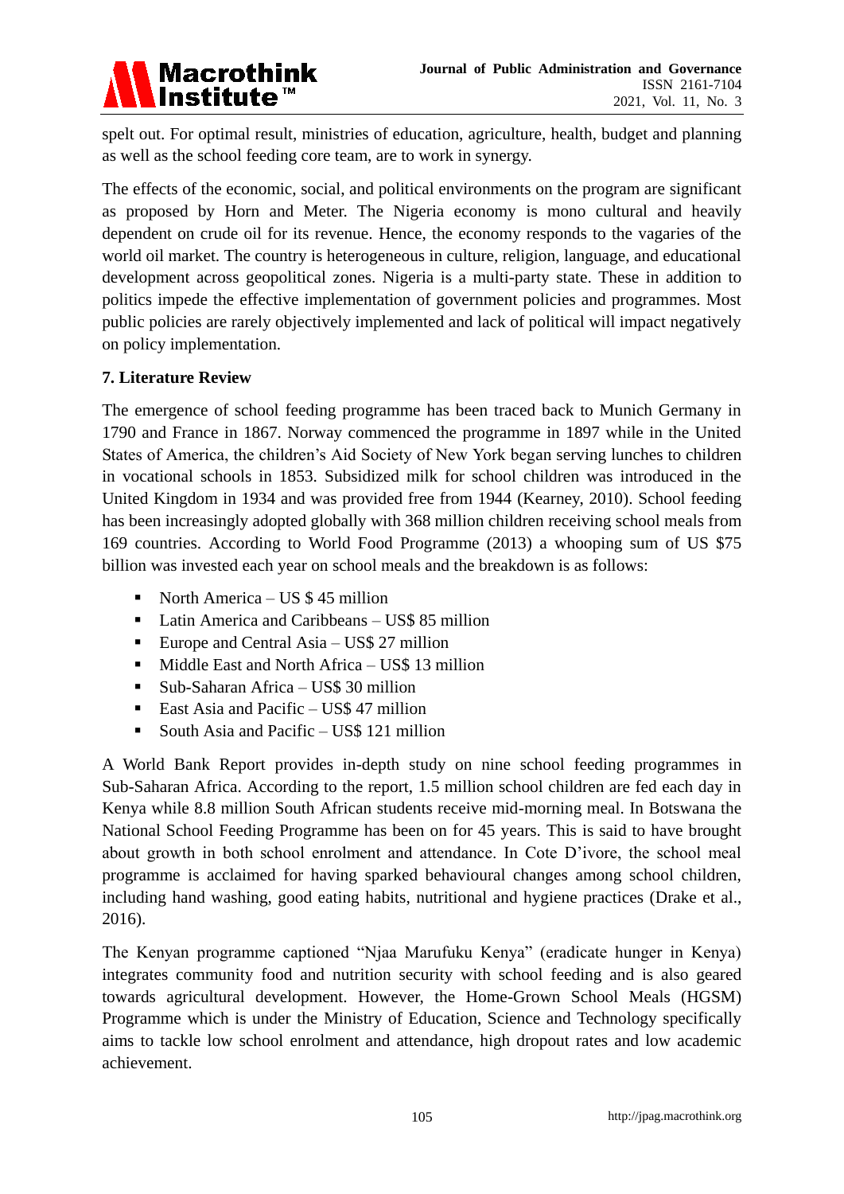spelt out. For optimal result, ministries of education, agriculture, health, budget and planning as well as the school feeding core team, are to work in synergy.

The effects of the economic, social, and political environments on the program are significant as proposed by Horn and Meter. The Nigeria economy is mono cultural and heavily dependent on crude oil for its revenue. Hence, the economy responds to the vagaries of the world oil market. The country is heterogeneous in culture, religion, language, and educational development across geopolitical zones. Nigeria is a multi-party state. These in addition to politics impede the effective implementation of government policies and programmes. Most public policies are rarely objectively implemented and lack of political will impact negatively on policy implementation.

## 7. Literature Review

The emergence of school feeding programme has been traced back to Munich Germany in 1790 and France in 1867. Norway commenced the programme in 1897 while in the United States of America, the children's Aid Society of New York began serving lunches to children in vocational schools in 1853. Subsidized milk for school children was introduced in the United Kingdom in 1934 and was provided free from 1944 (Kearney, 2010). School feeding has been increasingly adopted globally with 368 million children receiving school meals from 169 countries. According to World Food Programme (2013) a whooping sum of US $75 billion was invested each year on school meals and the breakdown is as follows:

- North America – US $ 45 million
- Latin America and Caribbeans – US$ 85 million
- Europe and Central Asia – US$ 27 million
- Middle East and North Africa – US$ 13 million
- Sub-Saharan Africa – US$ 30 million
- East Asia and Pacific – US$ 47 million
- South Asia and Pacific – US$ 121 million

A World Bank Report provides in-depth study on nine school feeding programmes in Sub-Saharan Africa. According to the report, 1.5 million school children are fed each day in Kenya while 8.8 million South African students receive mid-morning meal. In Botswana the National School Feeding Programme has been on for 45 years. This is said to have brought about growth in both school enrolment and attendance. In Cote D'ivore, the school meal programme is acclaimed for having sparked behavioural changes among school children, including hand washing, good eating habits, nutritional and hygiene practices (Drake et al., 2016).

The Kenyan programme captioned "Njaa Marufuku Kenya" (eradicate hunger in Kenya) integrates community food and nutrition security with school feeding and is also geared towards agricultural development. However, the Home-Grown School Meals (HGSM) Programme which is under the Ministry of Education, Science and Technology specifically aims to tackle low school enrolment and attendance, high dropout rates and low academic achievement.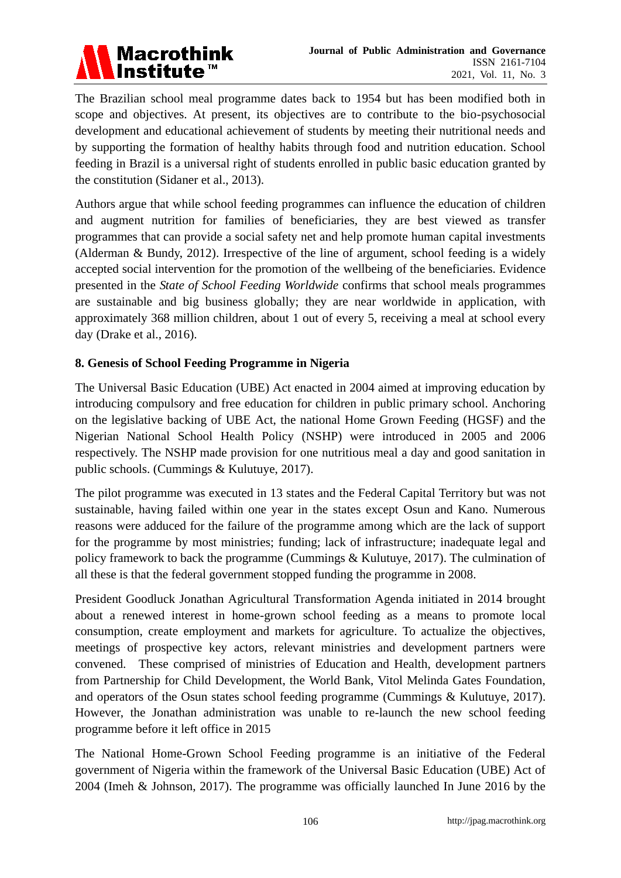The Brazilian school meal programme dates back to 1954 but has been modified both in scope and objectives. At present, its objectives are to contribute to the bio-psychosocial development and educational achievement of students by meeting their nutritional needs and by supporting the formation of healthy habits through food and nutrition education. School feeding in Brazil is a universal right of students enrolled in public basic education granted by the constitution (Sidaner et al., 2013).

Authors argue that while school feeding programmes can influence the education of children and augment nutrition for families of beneficiaries, they are best viewed as transfer programmes that can provide a social safety net and help promote human capital investments (Alderman & Bundy, 2012). Irrespective of the line of argument, school feeding is a widely accepted social intervention for the promotion of the wellbeing of the beneficiaries. Evidence presented in the *State of School Feeding Worldwide* confirms that school meals programmes are sustainable and big business globally; they are near worldwide in application, with approximately 368 million children, about 1 out of every 5, receiving a meal at school every day (Drake et al., 2016).

## 8. Genesis of School Feeding Programme in Nigeria

The Universal Basic Education (UBE) Act enacted in 2004 aimed at improving education by introducing compulsory and free education for children in public primary school. Anchoring on the legislative backing of UBE Act, the national Home Grown Feeding (HGSF) and the Nigerian National School Health Policy (NSHP) were introduced in 2005 and 2006 respectively. The NSHP made provision for one nutritious meal a day and good sanitation in public schools. (Cummings & Kulutuye, 2017).

The pilot programme was executed in 13 states and the Federal Capital Territory but was not sustainable, having failed within one year in the states except Osun and Kano. Numerous reasons were adduced for the failure of the programme among which are the lack of support for the programme by most ministries; funding; lack of infrastructure; inadequate legal and policy framework to back the programme (Cummings & Kulutuye, 2017). The culmination of all these is that the federal government stopped funding the programme in 2008.

President Goodluck Jonathan Agricultural Transformation Agenda initiated in 2014 brought about a renewed interest in home-grown school feeding as a means to promote local consumption, create employment and markets for agriculture. To actualize the objectives, meetings of prospective key actors, relevant ministries and development partners were convened. These comprised of ministries of Education and Health, development partners from Partnership for Child Development, the World Bank, Vitol Melinda Gates Foundation, and operators of the Osun states school feeding programme (Cummings & Kulutuye, 2017). However, the Jonathan administration was unable to re-launch the new school feeding programme before it left office in 2015

The National Home-Grown School Feeding programme is an initiative of the Federal government of Nigeria within the framework of the Universal Basic Education (UBE) Act of 2004 (Imeh & Johnson, 2017). The programme was officially launched In June 2016 by the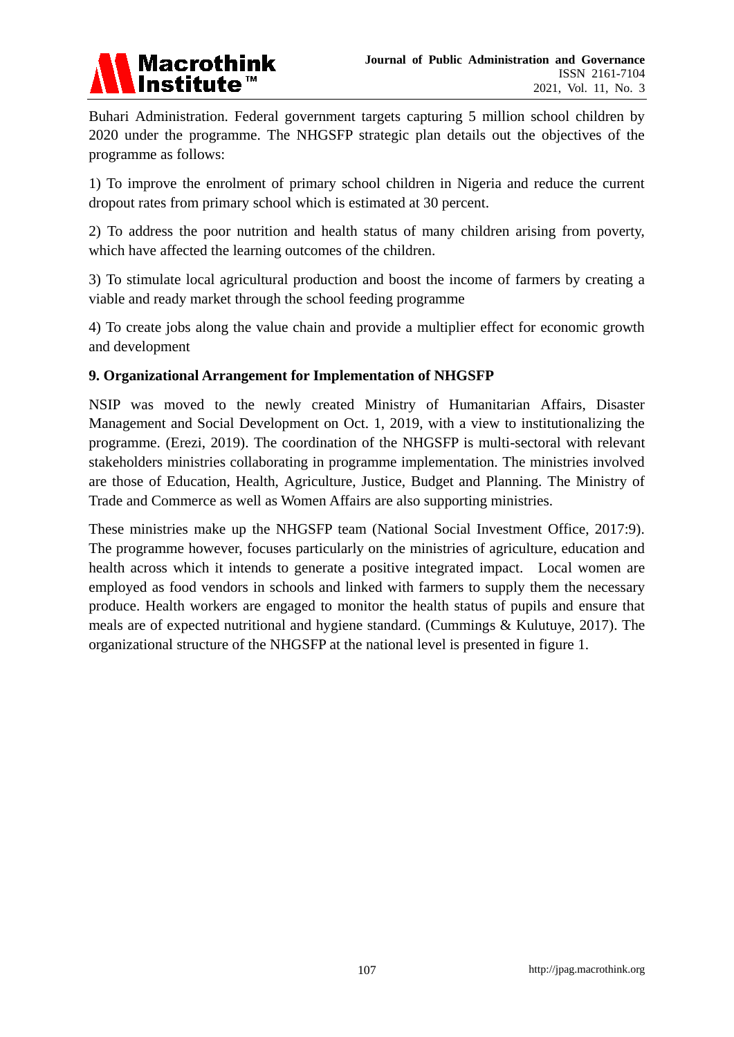Buhari Administration. Federal government targets capturing 5 million school children by 2020 under the programme. The NHGSFP strategic plan details out the objectives of the programme as follows:

1) To improve the enrolment of primary school children in Nigeria and reduce the current dropout rates from primary school which is estimated at 30 percent.

2) To address the poor nutrition and health status of many children arising from poverty, which have affected the learning outcomes of the children.

3) To stimulate local agricultural production and boost the income of farmers by creating a viable and ready market through the school feeding programme

4) To create jobs along the value chain and provide a multiplier effect for economic growth and development

## 9. Organizational Arrangement for Implementation of NHGSFP

NSIP was moved to the newly created Ministry of Humanitarian Affairs, Disaster Management and Social Development on Oct. 1, 2019, with a view to institutionalizing the programme. (Erezi, 2019). The coordination of the NHGSFP is multi-sectoral with relevant stakeholders ministries collaborating in programme implementation. The ministries involved are those of Education, Health, Agriculture, Justice, Budget and Planning. The Ministry of Trade and Commerce as well as Women Affairs are also supporting ministries.

These ministries make up the NHGSFP team (National Social Investment Office, 2017:9). The programme however, focuses particularly on the ministries of agriculture, education and health across which it intends to generate a positive integrated impact. Local women are employed as food vendors in schools and linked with farmers to supply them the necessary produce. Health workers are engaged to monitor the health status of pupils and ensure that meals are of expected nutritional and hygiene standard. (Cummings & Kulutuye, 2017). The organizational structure of the NHGSFP at the national level is presented in figure 1.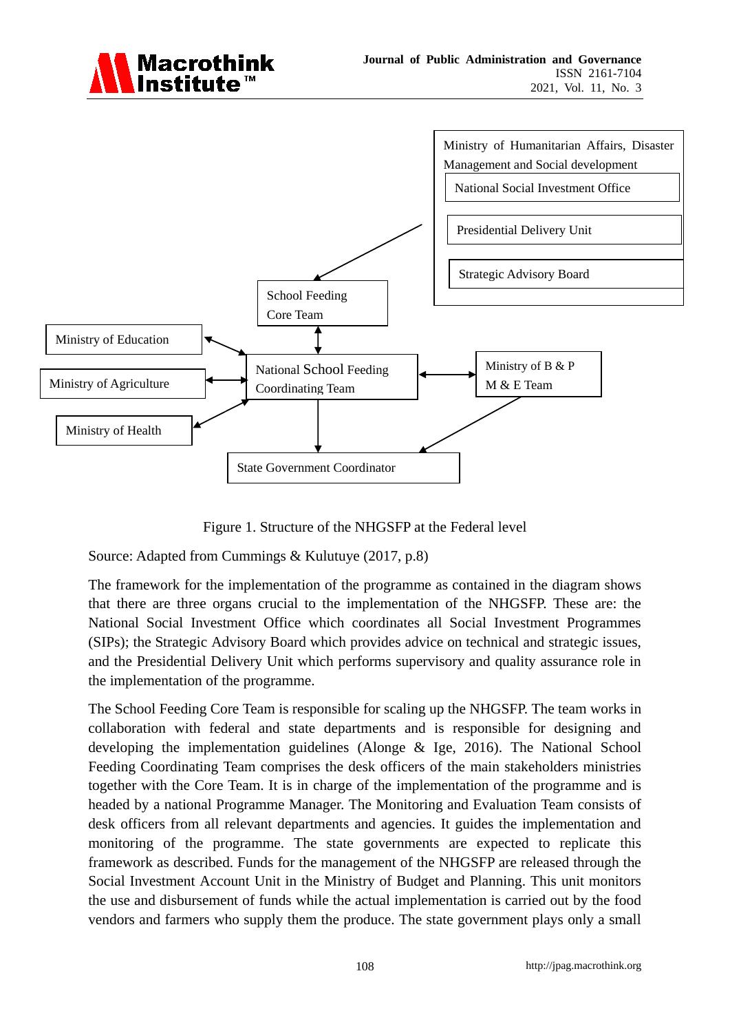Ministry of Humanitarian Affairs, Disaster Management and Social development

National Social Investment Office

Presidential Delivery Unit

Strategic Advisory Board

School Feeding Core Team

Ministry of Education

Ministry of Agriculture

Ministry of Health

National School Feeding Coordinating Team

Ministry of B & P M & E Team

State Government Coordinator

Figure 1. Structure of the NHGSFP at the Federal level

Source: Adapted from Cummings & Kulutuye (2017, p.8)

The framework for the implementation of the programme as contained in the diagram shows that there are three organs crucial to the implementation of the NHGSFP. These are: the National Social Investment Office which coordinates all Social Investment Programmes (SIPs); the Strategic Advisory Board which provides advice on technical and strategic issues, and the Presidential Delivery Unit which performs supervisory and quality assurance role in the implementation of the programme.

The School Feeding Core Team is responsible for scaling up the NHGSFP. The team works in collaboration with federal and state departments and is responsible for designing and developing the implementation guidelines (Alonge & Ige, 2016). The National School Feeding Coordinating Team comprises the desk officers of the main stakeholders ministries together with the Core Team. It is in charge of the implementation of the programme and is headed by a national Programme Manager. The Monitoring and Evaluation Team consists of desk officers from all relevant departments and agencies. It guides the implementation and monitoring of the programme. The state governments are expected to replicate this framework as described. Funds for the management of the NHGSFP are released through the Social Investment Account Unit in the Ministry of Budget and Planning. This unit monitors the use and disbursement of funds while the actual implementation is carried out by the food vendors and farmers who supply them the produce. The state government plays only a small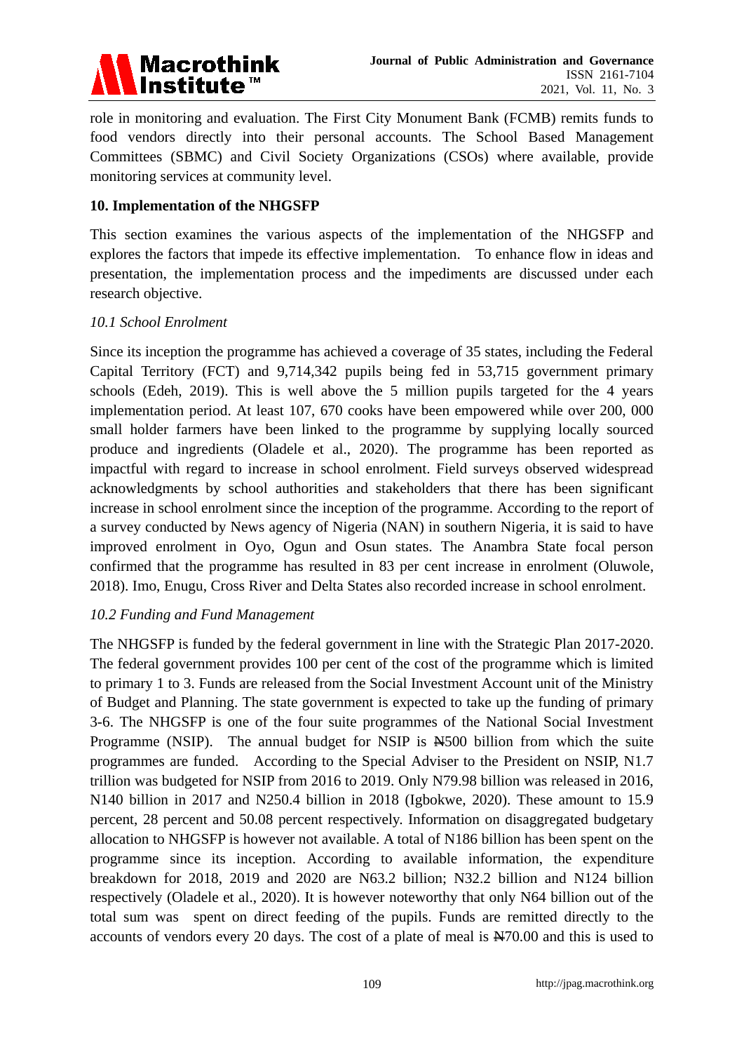role in monitoring and evaluation. The First City Monument Bank (FCMB) remits funds to food vendors directly into their personal accounts. The School Based Management Committees (SBMC) and Civil Society Organizations (CSOs) where available, provide monitoring services at community level.

## 10. Implementation of the NHGSFP

This section examines the various aspects of the implementation of the NHGSFP and explores the factors that impede its effective implementation. To enhance flow in ideas and presentation, the implementation process and the impediments are discussed under each research objective.

### *10.1 School Enrolment*

Since its inception the programme has achieved a coverage of 35 states, including the Federal Capital Territory (FCT) and 9,714,342 pupils being fed in 53,715 government primary schools (Edeh, 2019). This is well above the 5 million pupils targeted for the 4 years implementation period. At least 107, 670 cooks have been empowered while over 200, 000 small holder farmers have been linked to the programme by supplying locally sourced produce and ingredients (Oladele et al., 2020). The programme has been reported as impactful with regard to increase in school enrolment. Field surveys observed widespread acknowledgments by school authorities and stakeholders that there has been significant increase in school enrolment since the inception of the programme. According to the report of a survey conducted by News agency of Nigeria (NAN) in southern Nigeria, it is said to have improved enrolment in Oyo, Ogun and Osun states. The Anambra State focal person confirmed that the programme has resulted in 83 per cent increase in enrolment (Oluwole, 2018). Imo, Enugu, Cross River and Delta States also recorded increase in school enrolment.

### *10.2 Funding and Fund Management*

The NHGSFP is funded by the federal government in line with the Strategic Plan 2017-2020. The federal government provides 100 per cent of the cost of the programme which is limited to primary 1 to 3. Funds are released from the Social Investment Account unit of the Ministry of Budget and Planning. The state government is expected to take up the funding of primary 3-6. The NHGSFP is one of the four suite programmes of the National Social Investment Programme (NSIP). The annual budget for NSIP is ₦500 billion from which the suite programmes are funded. According to the Special Adviser to the President on NSIP, N1.7 trillion was budgeted for NSIP from 2016 to 2019. Only N79.98 billion was released in 2016, N140 billion in 2017 and N250.4 billion in 2018 (Igbokwe, 2020). These amount to 15.9 percent, 28 percent and 50.08 percent respectively. Information on disaggregated budgetary allocation to NHGSFP is however not available. A total of N186 billion has been spent on the programme since its inception. According to available information, the expenditure breakdown for 2018, 2019 and 2020 are N63.2 billion; N32.2 billion and N124 billion respectively (Oladele et al., 2020). It is however noteworthy that only N64 billion out of the total sum was spent on direct feeding of the pupils. Funds are remitted directly to the accounts of vendors every 20 days. The cost of a plate of meal is ₦70.00 and this is used to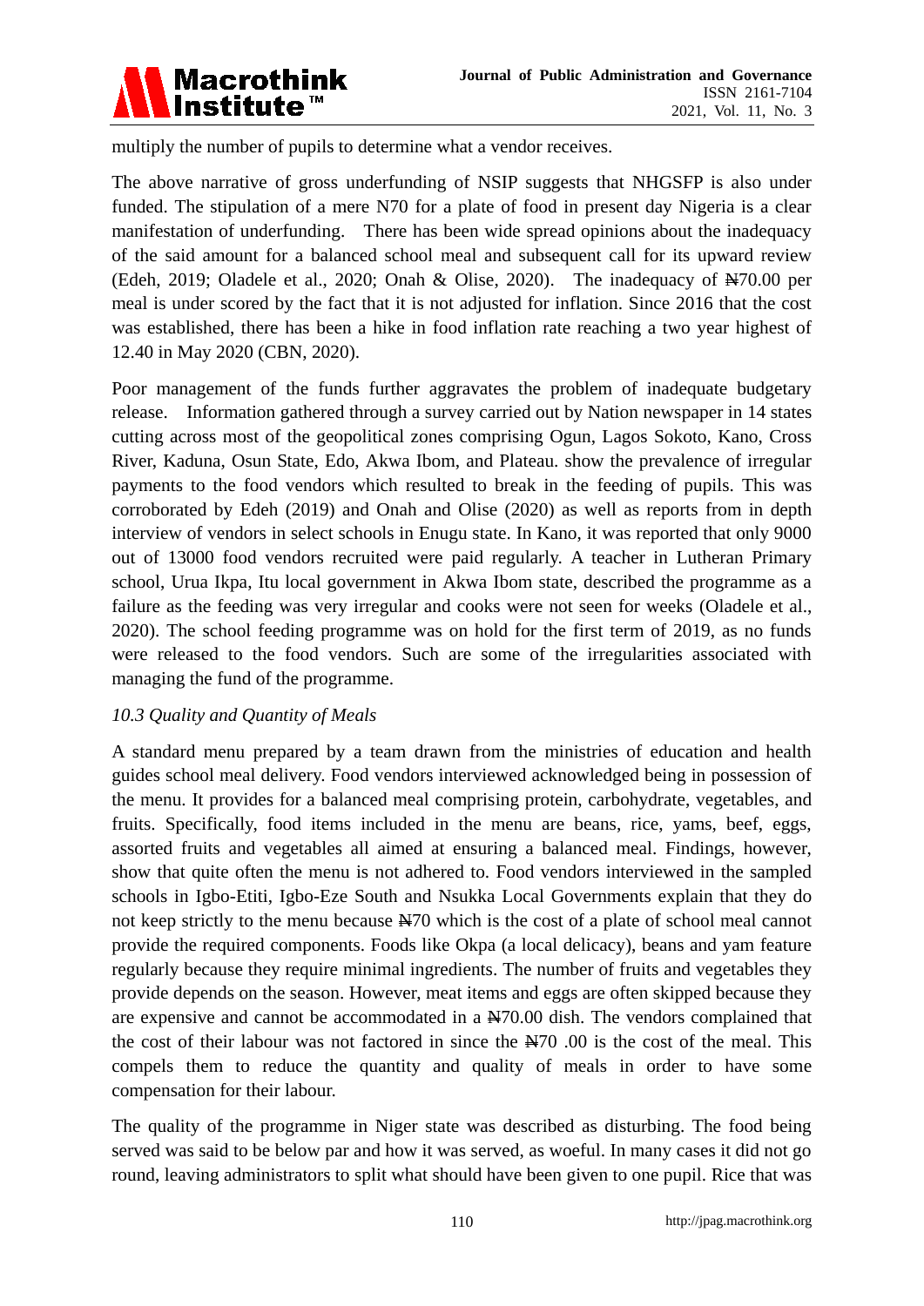multiply the number of pupils to determine what a vendor receives.

The above narrative of gross underfunding of NSIP suggests that NHGSFP is also under funded. The stipulation of a mere N70 for a plate of food in present day Nigeria is a clear manifestation of underfunding. There has been wide spread opinions about the inadequacy of the said amount for a balanced school meal and subsequent call for its upward review (Edeh, 2019; Oladele et al., 2020; Onah & Olise, 2020). The inadequacy of ₦70.00 per meal is under scored by the fact that it is not adjusted for inflation. Since 2016 that the cost was established, there has been a hike in food inflation rate reaching a two year highest of 12.40 in May 2020 (CBN, 2020).

Poor management of the funds further aggravates the problem of inadequate budgetary release. Information gathered through a survey carried out by Nation newspaper in 14 states cutting across most of the geopolitical zones comprising Ogun, Lagos Sokoto, Kano, Cross River, Kaduna, Osun State, Edo, Akwa Ibom, and Plateau. show the prevalence of irregular payments to the food vendors which resulted to break in the feeding of pupils. This was corroborated by Edeh (2019) and Onah and Olise (2020) as well as reports from in depth interview of vendors in select schools in Enugu state. In Kano, it was reported that only 9000 out of 13000 food vendors recruited were paid regularly. A teacher in Lutheran Primary school, Urua Ikpa, Itu local government in Akwa Ibom state, described the programme as a failure as the feeding was very irregular and cooks were not seen for weeks (Oladele et al., 2020). The school feeding programme was on hold for the first term of 2019, as no funds were released to the food vendors. Such are some of the irregularities associated with managing the fund of the programme.

*10.3 Quality and Quantity of Meals*

A standard menu prepared by a team drawn from the ministries of education and health guides school meal delivery. Food vendors interviewed acknowledged being in possession of the menu. It provides for a balanced meal comprising protein, carbohydrate, vegetables, and fruits. Specifically, food items included in the menu are beans, rice, yams, beef, eggs, assorted fruits and vegetables all aimed at ensuring a balanced meal. Findings, however, show that quite often the menu is not adhered to. Food vendors interviewed in the sampled schools in Igbo-Etiti, Igbo-Eze South and Nsukka Local Governments explain that they do not keep strictly to the menu because ₦70 which is the cost of a plate of school meal cannot provide the required components. Foods like Okpa (a local delicacy), beans and yam feature regularly because they require minimal ingredients. The number of fruits and vegetables they provide depends on the season. However, meat items and eggs are often skipped because they are expensive and cannot be accommodated in a ₦70.00 dish. The vendors complained that the cost of their labour was not factored in since the ₦70 .00 is the cost of the meal. This compels them to reduce the quantity and quality of meals in order to have some compensation for their labour.

The quality of the programme in Niger state was described as disturbing. The food being served was said to be below par and how it was served, as woeful. In many cases it did not go round, leaving administrators to split what should have been given to one pupil. Rice that was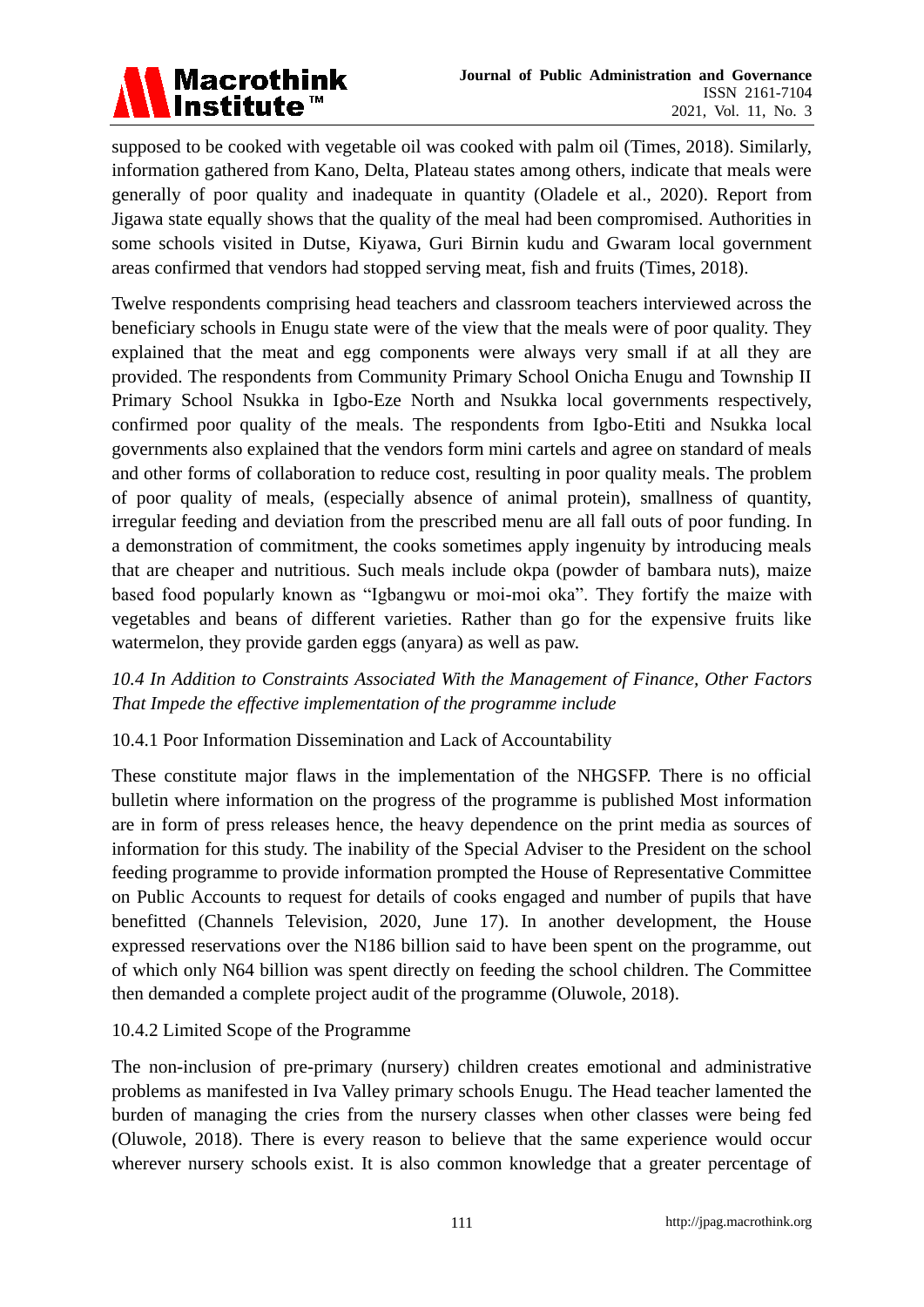supposed to be cooked with vegetable oil was cooked with palm oil (Times, 2018). Similarly, information gathered from Kano, Delta, Plateau states among others, indicate that meals were generally of poor quality and inadequate in quantity (Oladele et al., 2020). Report from Jigawa state equally shows that the quality of the meal had been compromised. Authorities in some schools visited in Dutse, Kiyawa, Guri Birnin kudu and Gwaram local government areas confirmed that vendors had stopped serving meat, fish and fruits (Times, 2018).

Twelve respondents comprising head teachers and classroom teachers interviewed across the beneficiary schools in Enugu state were of the view that the meals were of poor quality. They explained that the meat and egg components were always very small if at all they are provided. The respondents from Community Primary School Onicha Enugu and Township II Primary School Nsukka in Igbo-Eze North and Nsukka local governments respectively, confirmed poor quality of the meals. The respondents from Igbo-Etiti and Nsukka local governments also explained that the vendors form mini cartels and agree on standard of meals and other forms of collaboration to reduce cost, resulting in poor quality meals. The problem of poor quality of meals, (especially absence of animal protein), smallness of quantity, irregular feeding and deviation from the prescribed menu are all fall outs of poor funding. In a demonstration of commitment, the cooks sometimes apply ingenuity by introducing meals that are cheaper and nutritious. Such meals include okpa (powder of bambara nuts), maize based food popularly known as "Igbangwu or moi-moi oka". They fortify the maize with vegetables and beans of different varieties. Rather than go for the expensive fruits like watermelon, they provide garden eggs (anyara) as well as paw.

*10.4 In Addition to Constraints Associated With the Management of Finance, Other Factors That Impede the effective implementation of the programme include*

10.4.1 Poor Information Dissemination and Lack of Accountability

These constitute major flaws in the implementation of the NHGSFP. There is no official bulletin where information on the progress of the programme is published Most information are in form of press releases hence, the heavy dependence on the print media as sources of information for this study. The inability of the Special Adviser to the President on the school feeding programme to provide information prompted the House of Representative Committee on Public Accounts to request for details of cooks engaged and number of pupils that have benefitted (Channels Television, 2020, June 17). In another development, the House expressed reservations over the N186 billion said to have been spent on the programme, out of which only N64 billion was spent directly on feeding the school children. The Committee then demanded a complete project audit of the programme (Oluwole, 2018).

10.4.2 Limited Scope of the Programme

The non-inclusion of pre-primary (nursery) children creates emotional and administrative problems as manifested in Iva Valley primary schools Enugu. The Head teacher lamented the burden of managing the cries from the nursery classes when other classes were being fed (Oluwole, 2018). There is every reason to believe that the same experience would occur wherever nursery schools exist. It is also common knowledge that a greater percentage of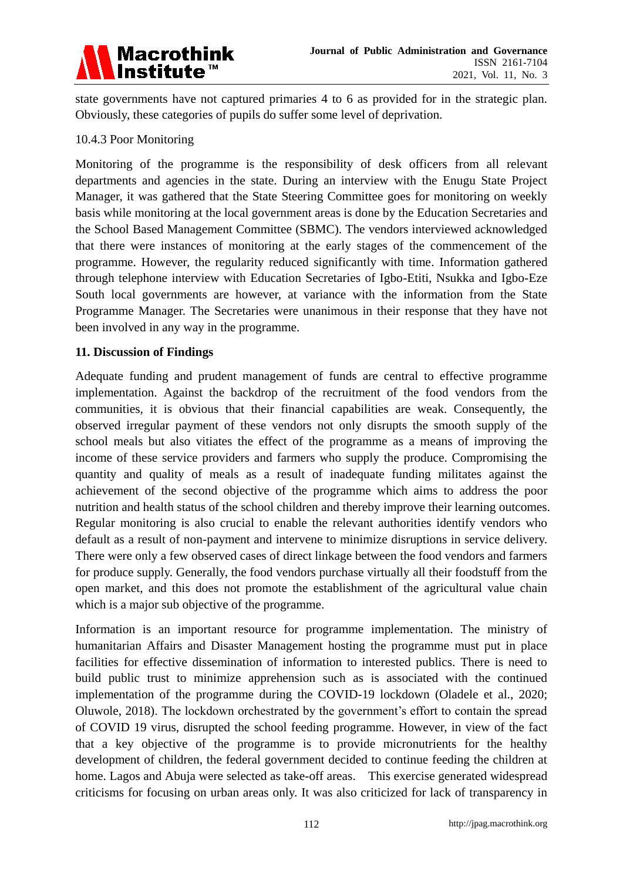state governments have not captured primaries 4 to 6 as provided for in the strategic plan. Obviously, these categories of pupils do suffer some level of deprivation.

10.4.3 Poor Monitoring

Monitoring of the programme is the responsibility of desk officers from all relevant departments and agencies in the state. During an interview with the Enugu State Project Manager, it was gathered that the State Steering Committee goes for monitoring on weekly basis while monitoring at the local government areas is done by the Education Secretaries and the School Based Management Committee (SBMC). The vendors interviewed acknowledged that there were instances of monitoring at the early stages of the commencement of the programme. However, the regularity reduced significantly with time. Information gathered through telephone interview with Education Secretaries of Igbo-Etiti, Nsukka and Igbo-Eze South local governments are however, at variance with the information from the State Programme Manager. The Secretaries were unanimous in their response that they have not been involved in any way in the programme.

## 11. Discussion of Findings

Adequate funding and prudent management of funds are central to effective programme implementation. Against the backdrop of the recruitment of the food vendors from the communities, it is obvious that their financial capabilities are weak. Consequently, the observed irregular payment of these vendors not only disrupts the smooth supply of the school meals but also vitiates the effect of the programme as a means of improving the income of these service providers and farmers who supply the produce. Compromising the quantity and quality of meals as a result of inadequate funding militates against the achievement of the second objective of the programme which aims to address the poor nutrition and health status of the school children and thereby improve their learning outcomes. Regular monitoring is also crucial to enable the relevant authorities identify vendors who default as a result of non-payment and intervene to minimize disruptions in service delivery. There were only a few observed cases of direct linkage between the food vendors and farmers for produce supply. Generally, the food vendors purchase virtually all their foodstuff from the open market, and this does not promote the establishment of the agricultural value chain which is a major sub objective of the programme.

Information is an important resource for programme implementation. The ministry of humanitarian Affairs and Disaster Management hosting the programme must put in place facilities for effective dissemination of information to interested publics. There is need to build public trust to minimize apprehension such as is associated with the continued implementation of the programme during the COVID-19 lockdown (Oladele et al., 2020; Oluwole, 2018). The lockdown orchestrated by the government's effort to contain the spread of COVID 19 virus, disrupted the school feeding programme. However, in view of the fact that a key objective of the programme is to provide micronutrients for the healthy development of children, the federal government decided to continue feeding the children at home. Lagos and Abuja were selected as take-off areas. This exercise generated widespread criticisms for focusing on urban areas only. It was also criticized for lack of transparency in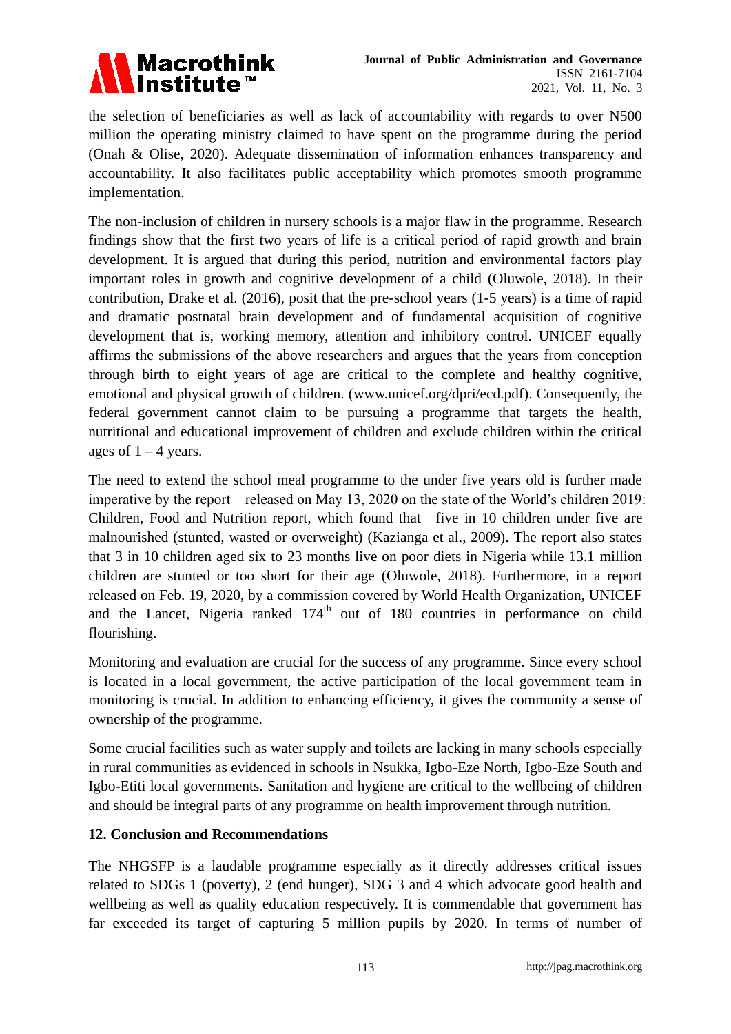the selection of beneficiaries as well as lack of accountability with regards to over N500 million the operating ministry claimed to have spent on the programme during the period (Onah & Olise, 2020). Adequate dissemination of information enhances transparency and accountability. It also facilitates public acceptability which promotes smooth programme implementation.

The non-inclusion of children in nursery schools is a major flaw in the programme. Research findings show that the first two years of life is a critical period of rapid growth and brain development. It is argued that during this period, nutrition and environmental factors play important roles in growth and cognitive development of a child (Oluwole, 2018). In their contribution, Drake et al. (2016), posit that the pre-school years (1-5 years) is a time of rapid and dramatic postnatal brain development and of fundamental acquisition of cognitive development that is, working memory, attention and inhibitory control. UNICEF equally affirms the submissions of the above researchers and argues that the years from conception through birth to eight years of age are critical to the complete and healthy cognitive, emotional and physical growth of children. (www.unicef.org/dpri/ecd.pdf). Consequently, the federal government cannot claim to be pursuing a programme that targets the health, nutritional and educational improvement of children and exclude children within the critical ages of 1 – 4 years.

The need to extend the school meal programme to the under five years old is further made imperative by the report released on May 13, 2020 on the state of the World's children 2019: Children, Food and Nutrition report, which found that five in 10 children under five are malnourished (stunted, wasted or overweight) (Kazianga et al., 2009). The report also states that 3 in 10 children aged six to 23 months live on poor diets in Nigeria while 13.1 million children are stunted or too short for their age (Oluwole, 2018). Furthermore, in a report released on Feb. 19, 2020, by a commission covered by World Health Organization, UNICEF and the Lancet, Nigeria ranked 174th out of 180 countries in performance on child flourishing.

Monitoring and evaluation are crucial for the success of any programme. Since every school is located in a local government, the active participation of the local government team in monitoring is crucial. In addition to enhancing efficiency, it gives the community a sense of ownership of the programme.

Some crucial facilities such as water supply and toilets are lacking in many schools especially in rural communities as evidenced in schools in Nsukka, Igbo-Eze North, Igbo-Eze South and Igbo-Etiti local governments. Sanitation and hygiene are critical to the wellbeing of children and should be integral parts of any programme on health improvement through nutrition.

## 12. Conclusion and Recommendations

The NHGSFP is a laudable programme especially as it directly addresses critical issues related to SDGs 1 (poverty), 2 (end hunger), SDG 3 and 4 which advocate good health and wellbeing as well as quality education respectively. It is commendable that government has far exceeded its target of capturing 5 million pupils by 2020. In terms of number of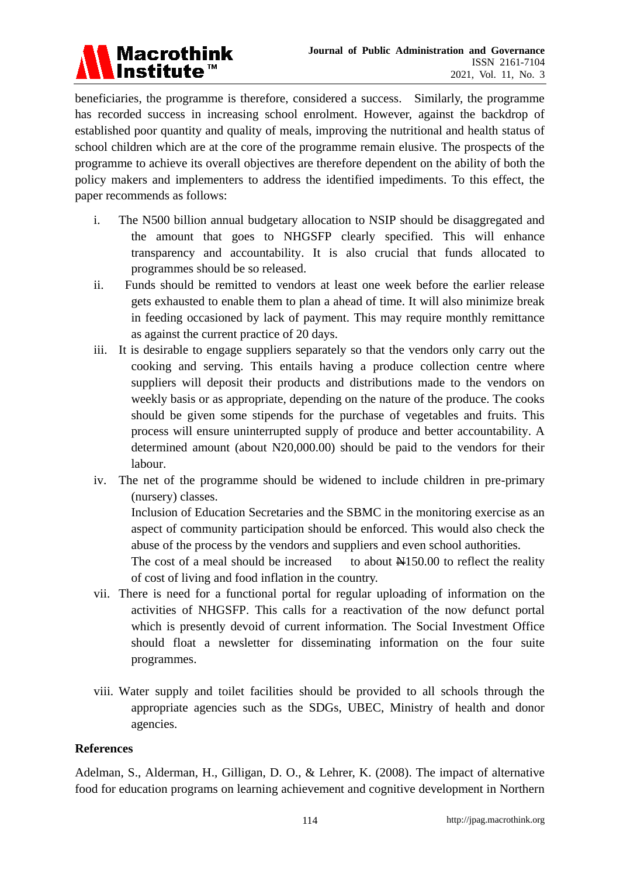beneficiaries, the programme is therefore, considered a success. Similarly, the programme has recorded success in increasing school enrolment. However, against the backdrop of established poor quantity and quality of meals, improving the nutritional and health status of school children which are at the core of the programme remain elusive. The prospects of the programme to achieve its overall objectives are therefore dependent on the ability of both the policy makers and implementers to address the identified impediments. To this effect, the paper recommends as follows:

i. The N500 billion annual budgetary allocation to NSIP should be disaggregated and the amount that goes to NHGSFP clearly specified. This will enhance transparency and accountability. It is also crucial that funds allocated to programmes should be so released.

ii. Funds should be remitted to vendors at least one week before the earlier release gets exhausted to enable them to plan a ahead of time. It will also minimize break in feeding occasioned by lack of payment. This may require monthly remittance as against the current practice of 20 days.

iii. It is desirable to engage suppliers separately so that the vendors only carry out the cooking and serving. This entails having a produce collection centre where suppliers will deposit their products and distributions made to the vendors on weekly basis or as appropriate, depending on the nature of the produce. The cooks should be given some stipends for the purchase of vegetables and fruits. This process will ensure uninterrupted supply of produce and better accountability. A determined amount (about N20,000.00) should be paid to the vendors for their labour.

iv. The net of the programme should be widened to include children in pre-primary (nursery) classes.

Inclusion of Education Secretaries and the SBMC in the monitoring exercise as an aspect of community participation should be enforced. This would also check the abuse of the process by the vendors and suppliers and even school authorities.

The cost of a meal should be increased to about ₦150.00 to reflect the reality of cost of living and food inflation in the country.

vii. There is need for a functional portal for regular uploading of information on the activities of NHGSFP. This calls for a reactivation of the now defunct portal which is presently devoid of current information. The Social Investment Office should float a newsletter for disseminating information on the four suite programmes.

viii. Water supply and toilet facilities should be provided to all schools through the appropriate agencies such as the SDGs, UBEC, Ministry of health and donor agencies.

## References

Adelman, S., Alderman, H., Gilligan, D. O., & Lehrer, K. (2008). The impact of alternative food for education programs on learning achievement and cognitive development in Northern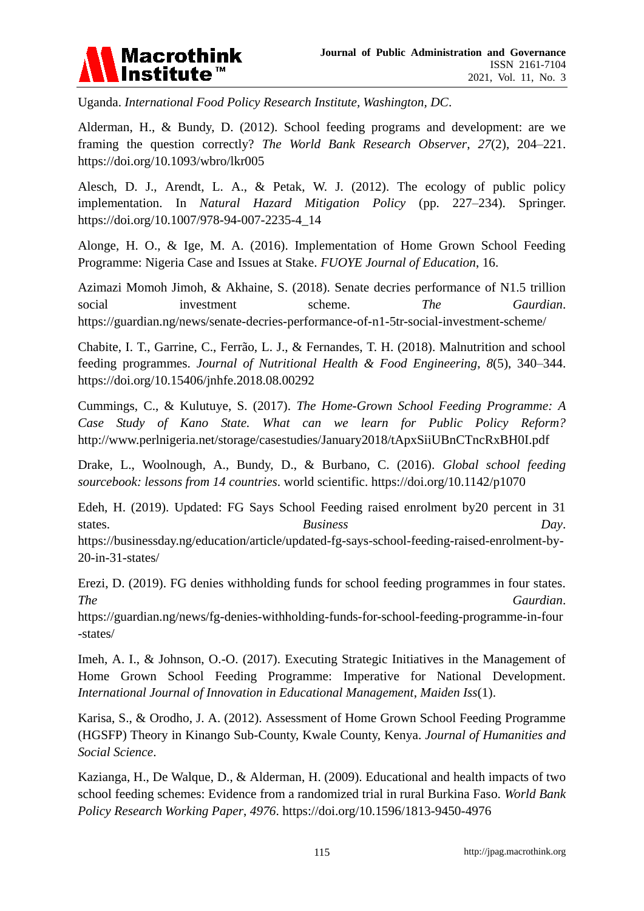Uganda. *International Food Policy Research Institute, Washington, DC*.

Alderman, H., & Bundy, D. (2012). School feeding programs and development: are we framing the question correctly? *The World Bank Research Observer*, *27*(2), 204–221. https://doi.org/10.1093/wbro/lkr005

Alesch, D. J., Arendt, L. A., & Petak, W. J. (2012). The ecology of public policy implementation. In *Natural Hazard Mitigation Policy* (pp. 227–234). Springer. https://doi.org/10.1007/978-94-007-2235-4_14

Alonge, H. O., & Ige, M. A. (2016). Implementation of Home Grown School Feeding Programme: Nigeria Case and Issues at Stake. *FUOYE Journal of Education*, 16.

Azimazi Momoh Jimoh, & Akhaine, S. (2018). Senate decries performance of N1.5 trillion social investment scheme. *The Gaurdian*. https://guardian.ng/news/senate-decries-performance-of-n1-5tr-social-investment-scheme/

Chabite, I. T., Garrine, C., Ferrão, L. J., & Fernandes, T. H. (2018). Malnutrition and school feeding programmes. *Journal of Nutritional Health & Food Engineering*, *8*(5), 340–344. https://doi.org/10.15406/jnhfe.2018.08.00292

Cummings, C., & Kulutuye, S. (2017). *The Home-Grown School Feeding Programme: A Case Study of Kano State. What can we learn for Public Policy Reform?* http://www.perlnigeria.net/storage/casestudies/January2018/tApxSiiUBnCTncRxBH0I.pdf

Drake, L., Woolnough, A., Bundy, D., & Burbano, C. (2016). *Global school feeding sourcebook: lessons from 14 countries*. world scientific. https://doi.org/10.1142/p1070

Edeh, H. (2019). Updated: FG Says School Feeding raised enrolment by20 percent in 31 states. *Business Day*. https://businessday.ng/education/article/updated-fg-says-school-feeding-raised-enrolment-by-20-in-31-states/

Erezi, D. (2019). FG denies withholding funds for school feeding programmes in four states. *The Gaurdian*. https://guardian.ng/news/fg-denies-withholding-funds-for-school-feeding-programme-in-four-states/

Imeh, A. I., & Johnson, O.-O. (2017). Executing Strategic Initiatives in the Management of Home Grown School Feeding Programme: Imperative for National Development. *International Journal of Innovation in Educational Management*, *Maiden Iss*(1).

Karisa, S., & Orodho, J. A. (2012). Assessment of Home Grown School Feeding Programme (HGSFP) Theory in Kinango Sub-County, Kwale County, Kenya. *Journal of Humanities and Social Science*.

Kazianga, H., De Walque, D., & Alderman, H. (2009). Educational and health impacts of two school feeding schemes: Evidence from a randomized trial in rural Burkina Faso. *World Bank Policy Research Working Paper*, *4976*. https://doi.org/10.1596/1813-9450-4976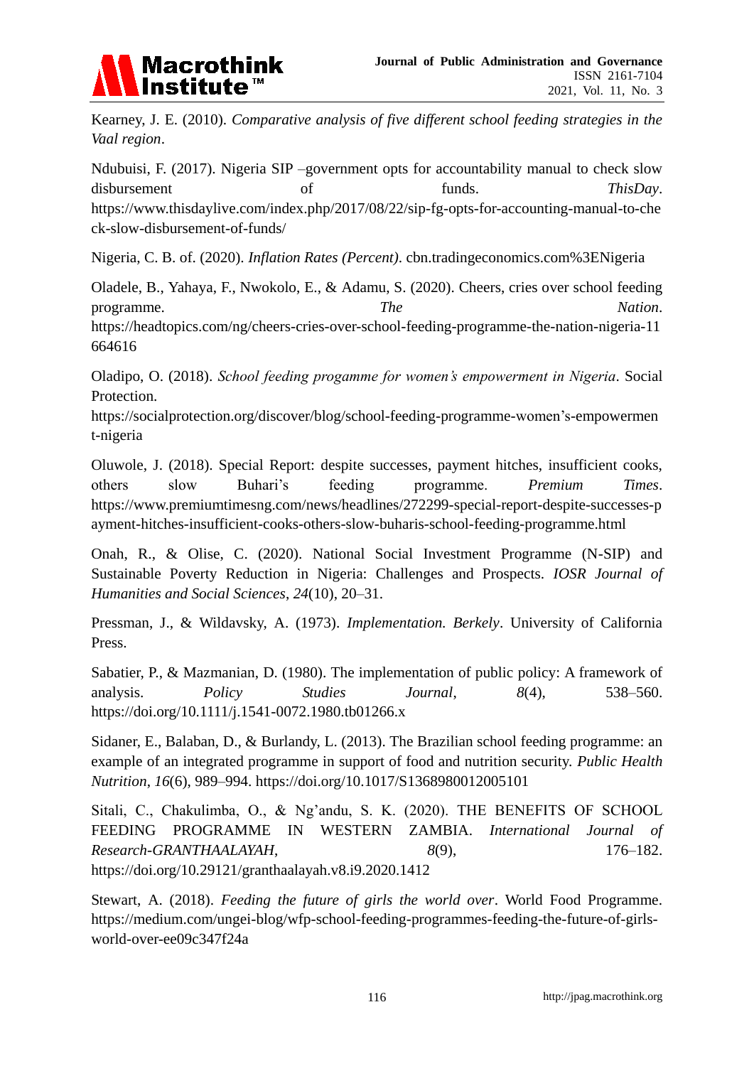Kearney, J. E. (2010). *Comparative analysis of five different school feeding strategies in the Vaal region*.

Ndubuisi, F. (2017). Nigeria SIP –government opts for accountability manual to check slow disbursement of funds. *ThisDay*. https://www.thisdaylive.com/index.php/2017/08/22/sip-fg-opts-for-accounting-manual-to-check-slow-disbursement-of-funds/

Nigeria, C. B. of. (2020). *Inflation Rates (Percent)*. cbn.tradingeconomics.com%3ENigeria

Oladele, B., Yahaya, F., Nwokolo, E., & Adamu, S. (2020). Cheers, cries over school feeding programme. *The Nation*. https://headtopics.com/ng/cheers-cries-over-school-feeding-programme-the-nation-nigeria-11664616

Oladipo, O. (2018). *School feeding progamme for women's empowerment in Nigeria*. Social Protection. https://socialprotection.org/discover/blog/school-feeding-programme-women's-empowerment-nigeria

Oluwole, J. (2018). Special Report: despite successes, payment hitches, insufficient cooks, others slow Buhari's feeding programme. *Premium Times*. https://www.premiumtimesng.com/news/headlines/272299-special-report-despite-successes-payment-hitches-insufficient-cooks-others-slow-buharis-school-feeding-programme.html

Onah, R., & Olise, C. (2020). National Social Investment Programme (N-SIP) and Sustainable Poverty Reduction in Nigeria: Challenges and Prospects. *IOSR Journal of Humanities and Social Sciences*, *24*(10), 20–31.

Pressman, J., & Wildavsky, A. (1973). *Implementation. Berkely*. University of California Press.

Sabatier, P., & Mazmanian, D. (1980). The implementation of public policy: A framework of analysis. *Policy Studies Journal*, *8*(4), 538–560. https://doi.org/10.1111/j.1541-0072.1980.tb01266.x

Sidaner, E., Balaban, D., & Burlandy, L. (2013). The Brazilian school feeding programme: an example of an integrated programme in support of food and nutrition security. *Public Health Nutrition*, *16*(6), 989–994. https://doi.org/10.1017/S1368980012005101

Sitali, C., Chakulimba, O., & Ng'andu, S. K. (2020). THE BENEFITS OF SCHOOL FEEDING PROGRAMME IN WESTERN ZAMBIA. *International Journal of Research-GRANTHAALAYAH*, *8*(9), 176–182. https://doi.org/10.29121/granthaalayah.v8.i9.2020.1412

Stewart, A. (2018). *Feeding the future of girls the world over*. World Food Programme. https://medium.com/ungei-blog/wfp-school-feeding-programmes-feeding-the-future-of-girls-world-over-ee09c347f24a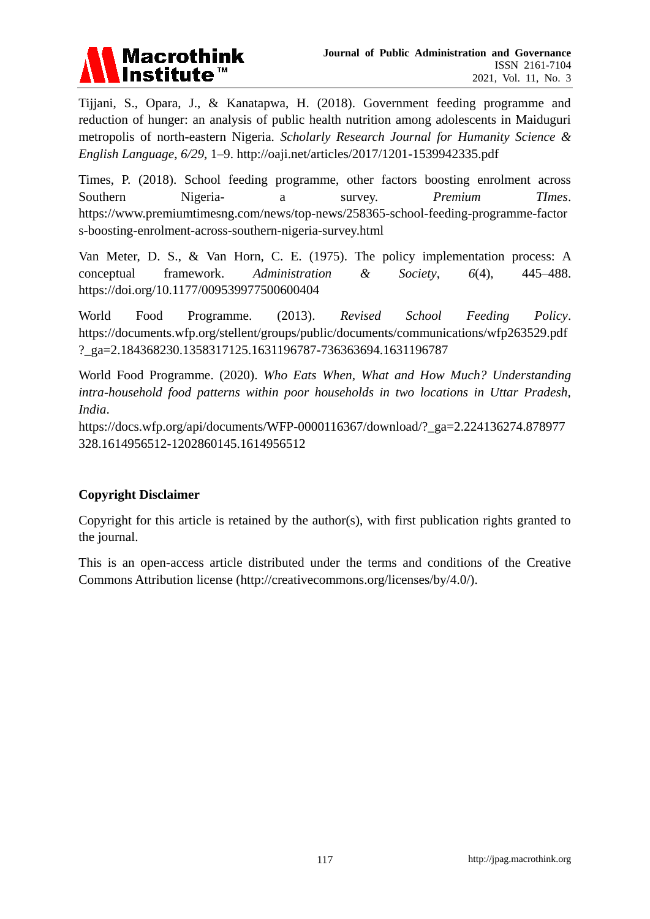Tijjani, S., Opara, J., & Kanatapwa, H. (2018). Government feeding programme and reduction of hunger: an analysis of public health nutrition among adolescents in Maiduguri metropolis of north-eastern Nigeria. *Scholarly Research Journal for Humanity Science & English Language*, *6/29*, 1–9. http://oaji.net/articles/2017/1201-1539942335.pdf

Times, P. (2018). School feeding programme, other factors boosting enrolment across Southern Nigeria- a survey. *Premium TImes*. https://www.premiumtimesng.com/news/top-news/258365-school-feeding-programme-factors-boosting-enrolment-across-southern-nigeria-survey.html

Van Meter, D. S., & Van Horn, C. E. (1975). The policy implementation process: A conceptual framework. *Administration & Society*, *6*(4), 445–488. https://doi.org/10.1177/009539977500600404

World Food Programme. (2013). *Revised School Feeding Policy*. https://documents.wfp.org/stellent/groups/public/documents/communications/wfp263529.pdf?_ga=2.184368230.1358317125.1631196787-736363694.1631196787

World Food Programme. (2020). *Who Eats When, What and How Much? Understanding intra-household food patterns within poor households in two locations in Uttar Pradesh, India*. https://docs.wfp.org/api/documents/WFP-0000116367/download/?_ga=2.224136274.878977328.1614956512-1202860145.1614956512

**Copyright Disclaimer**

Copyright for this article is retained by the author(s), with first publication rights granted to the journal.

This is an open-access article distributed under the terms and conditions of the Creative Commons Attribution license (http://creativecommons.org/licenses/by/4.0/).